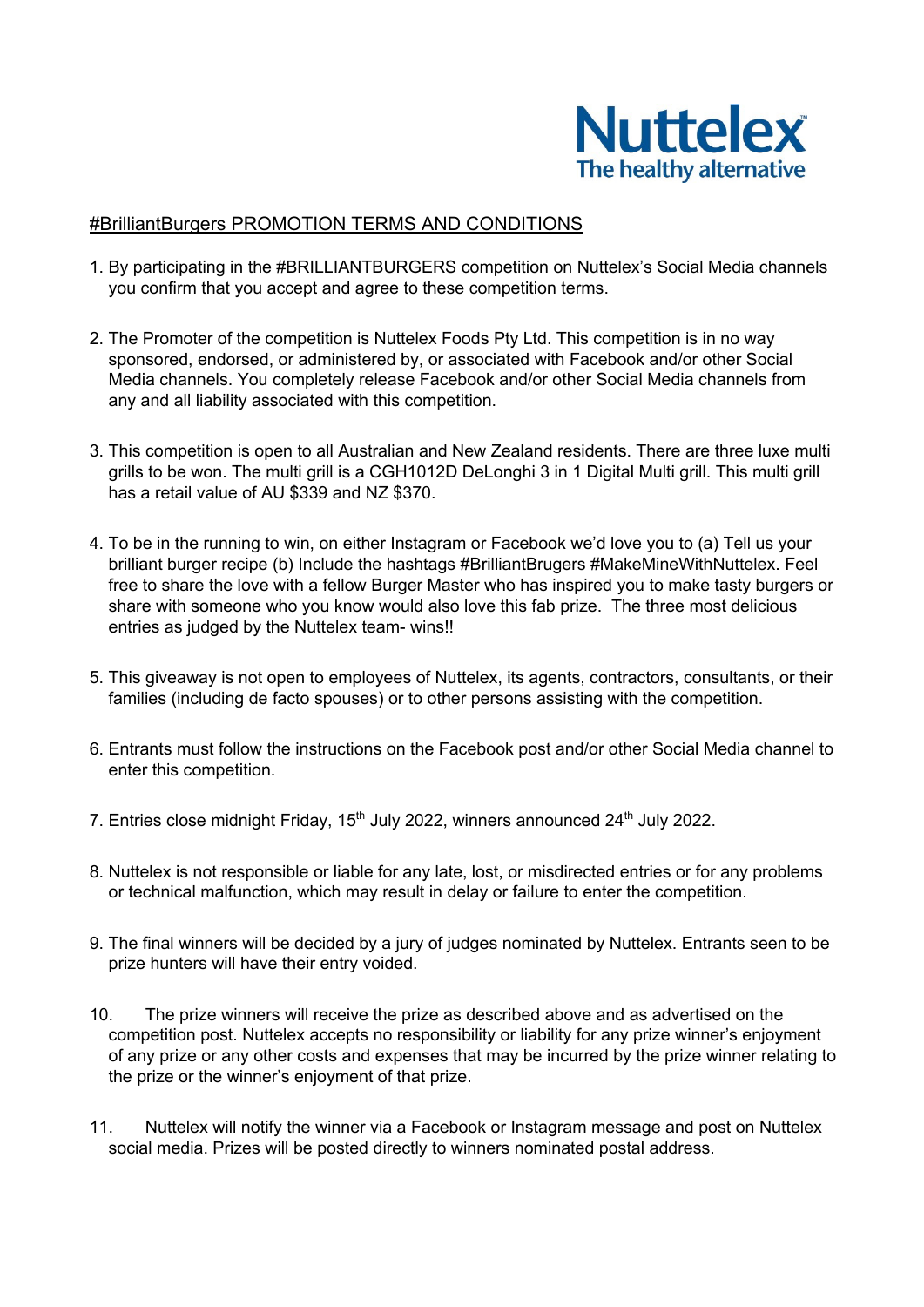Nuttelex™
The healthy alternative

#BrilliantBurgers PROMOTION TERMS AND CONDITIONS

1. By participating in the #BRILLIANTBURGERS competition on Nuttelex's Social Media channels you confirm that you accept and agree to these competition terms.

2. The Promoter of the competition is Nuttelex Foods Pty Ltd. This competition is in no way sponsored, endorsed, or administered by, or associated with Facebook and/or other Social Media channels. You completely release Facebook and/or other Social Media channels from any and all liability associated with this competition.

3. This competition is open to all Australian and New Zealand residents. There are three luxe multi grills to be won. The multi grill is a CGH1012D DeLonghi 3 in 1 Digital Multi grill. This multi grill has a retail value of AU $339 and NZ $370.

4. To be in the running to win, on either Instagram or Facebook we'd love you to (a) Tell us your brilliant burger recipe (b) Include the hashtags #BrilliantBrugers #MakeMineWithNuttelex. Feel free to share the love with a fellow Burger Master who has inspired you to make tasty burgers or share with someone who you know would also love this fab prize. The three most delicious entries as judged by the Nuttelex team- wins!!

5. This giveaway is not open to employees of Nuttelex, its agents, contractors, consultants, or their families (including de facto spouses) or to other persons assisting with the competition.

6. Entrants must follow the instructions on the Facebook post and/or other Social Media channel to enter this competition.

7. Entries close midnight Friday, 15th July 2022, winners announced 24th July 2022.

8. Nuttelex is not responsible or liable for any late, lost, or misdirected entries or for any problems or technical malfunction, which may result in delay or failure to enter the competition.

9. The final winners will be decided by a jury of judges nominated by Nuttelex. Entrants seen to be prize hunters will have their entry voided.

10. The prize winners will receive the prize as described above and as advertised on the competition post. Nuttelex accepts no responsibility or liability for any prize winner's enjoyment of any prize or any other costs and expenses that may be incurred by the prize winner relating to the prize or the winner's enjoyment of that prize.

11. Nuttelex will notify the winner via a Facebook or Instagram message and post on Nuttelex social media. Prizes will be posted directly to winners nominated postal address.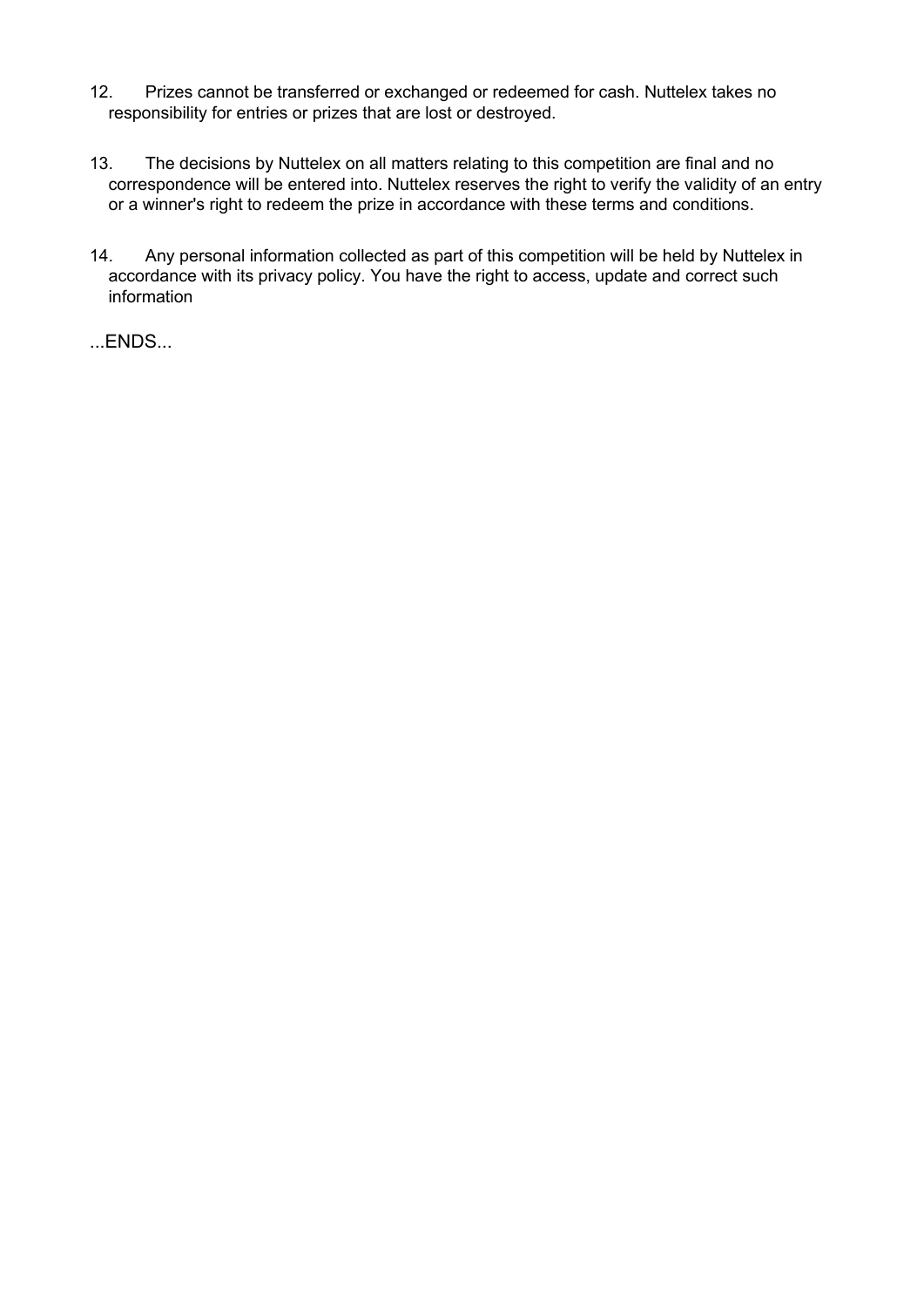12. Prizes cannot be transferred or exchanged or redeemed for cash. Nuttelex takes no responsibility for entries or prizes that are lost or destroyed.

13. The decisions by Nuttelex on all matters relating to this competition are final and no correspondence will be entered into. Nuttelex reserves the right to verify the validity of an entry or a winner's right to redeem the prize in accordance with these terms and conditions.

14. Any personal information collected as part of this competition will be held by Nuttelex in accordance with its privacy policy. You have the right to access, update and correct such information

...ENDS...